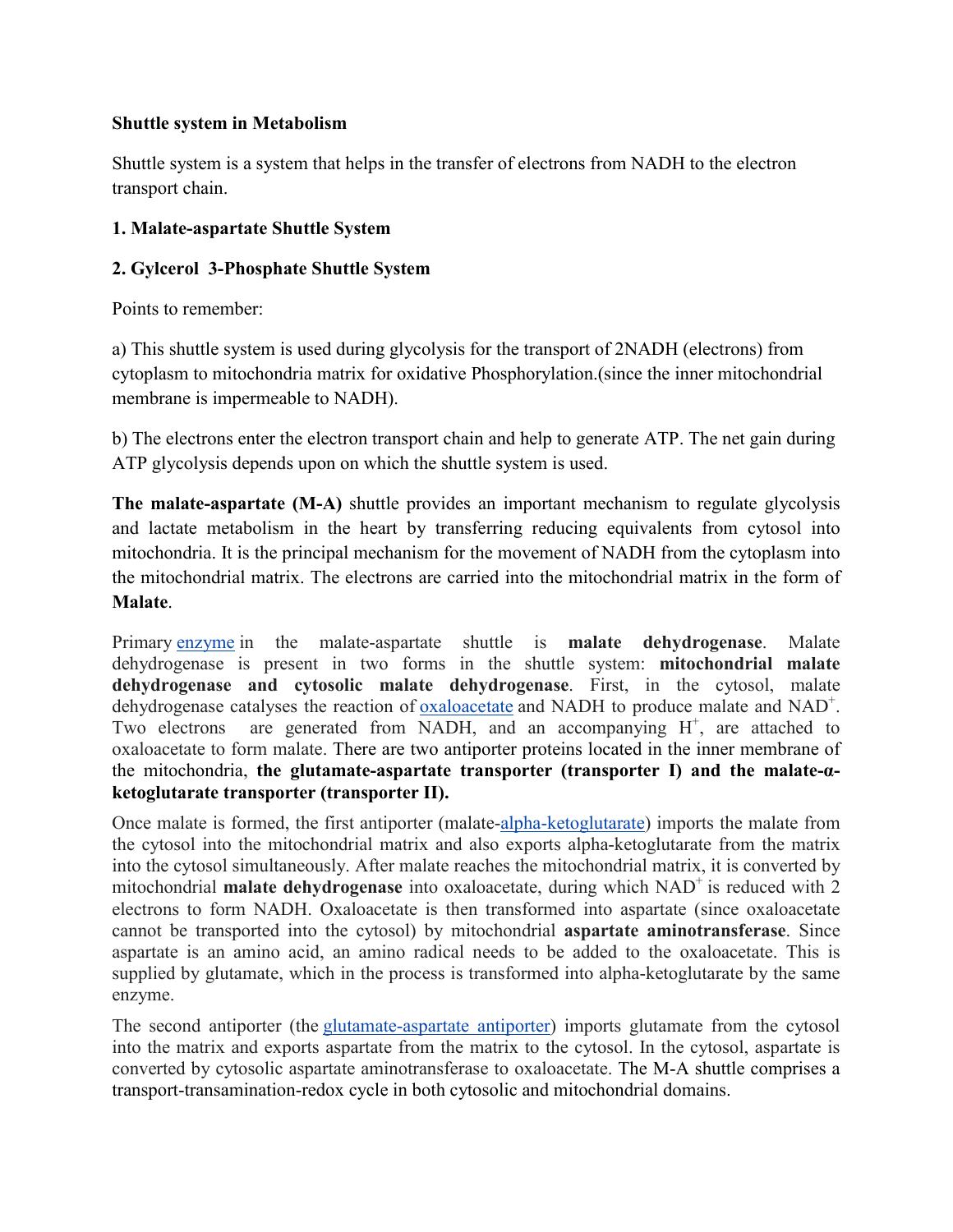**Shuttle system in Metabolism**

Shuttle system is a system that helps in the transfer of electrons from NADH to the electron transport chain.

**1. Malate-aspartate Shuttle System**

**2. Gylcerol 3-Phosphate Shuttle System**

Points to remember:

a) This shuttle system is used during glycolysis for the transport of 2NADH (electrons) from cytoplasm to mitochondria matrix for oxidative Phosphorylation.(since the inner mitochondrial membrane is impermeable to NADH).

b) The electrons enter the electron transport chain and help to generate ATP. The net gain during ATP glycolysis depends upon on which the shuttle system is used.

**The malate-aspartate (M-A)** shuttle provides an important mechanism to regulate glycolysis and lactate metabolism in the heart by transferring reducing equivalents from cytosol into mitochondria. It is the principal mechanism for the movement of NADH from the cytoplasm into the mitochondrial matrix. The electrons are carried into the mitochondrial matrix in the form of **Malate**.

Primary enzyme in the malate-aspartate shuttle is **malate dehydrogenase**. Malate dehydrogenase is present in two forms in the shuttle system: **mitochondrial malate dehydrogenase and cytosolic malate dehydrogenase**. First, in the cytosol, malate dehydrogenase catalyses the reaction of oxaloacetate and NADH to produce malate and $NAD^+$. Two electrons are generated from NADH, and an accompanying $H^+$, are attached to oxaloacetate to form malate. There are two antiporter proteins located in the inner membrane of the mitochondria, **the glutamate-aspartate transporter (transporter I) and the malate-α-ketoglutarate transporter (transporter II).**

Once malate is formed, the first antiporter (malate-alpha-ketoglutarate) imports the malate from the cytosol into the mitochondrial matrix and also exports alpha-ketoglutarate from the matrix into the cytosol simultaneously. After malate reaches the mitochondrial matrix, it is converted by mitochondrial **malate dehydrogenase** into oxaloacetate, during which $NAD^+$ is reduced with 2 electrons to form NADH. Oxaloacetate is then transformed into aspartate (since oxaloacetate cannot be transported into the cytosol) by mitochondrial **aspartate aminotransferase**. Since aspartate is an amino acid, an amino radical needs to be added to the oxaloacetate. This is supplied by glutamate, which in the process is transformed into alpha-ketoglutarate by the same enzyme.

The second antiporter (the glutamate-aspartate antiporter) imports glutamate from the cytosol into the matrix and exports aspartate from the matrix to the cytosol. In the cytosol, aspartate is converted by cytosolic aspartate aminotransferase to oxaloacetate. The M-A shuttle comprises a transport-transamination-redox cycle in both cytosolic and mitochondrial domains.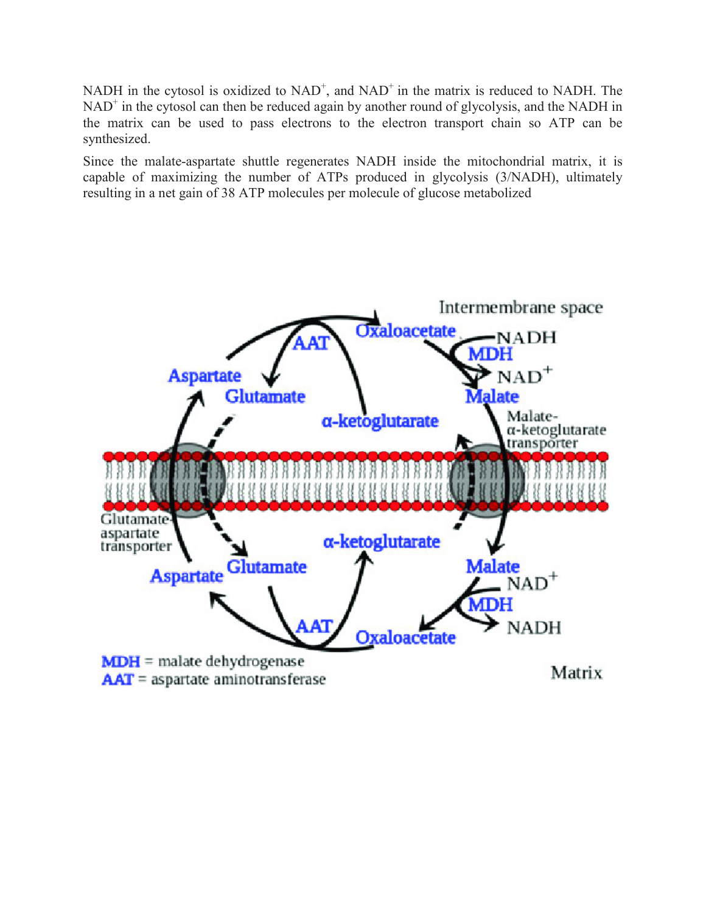NADH in the cytosol is oxidized to $NAD^+$, and $NAD^+$ in the matrix is reduced to NADH. The $NAD^+$ in the cytosol can then be reduced again by another round of glycolysis, and the NADH in the matrix can be used to pass electrons to the electron transport chain so ATP can be synthesized.

Since the malate-aspartate shuttle regenerates NADH inside the mitochondrial matrix, it is capable of maximizing the number of ATPs produced in glycolysis (3/NADH), ultimately resulting in a net gain of 38 ATP molecules per molecule of glucose metabolized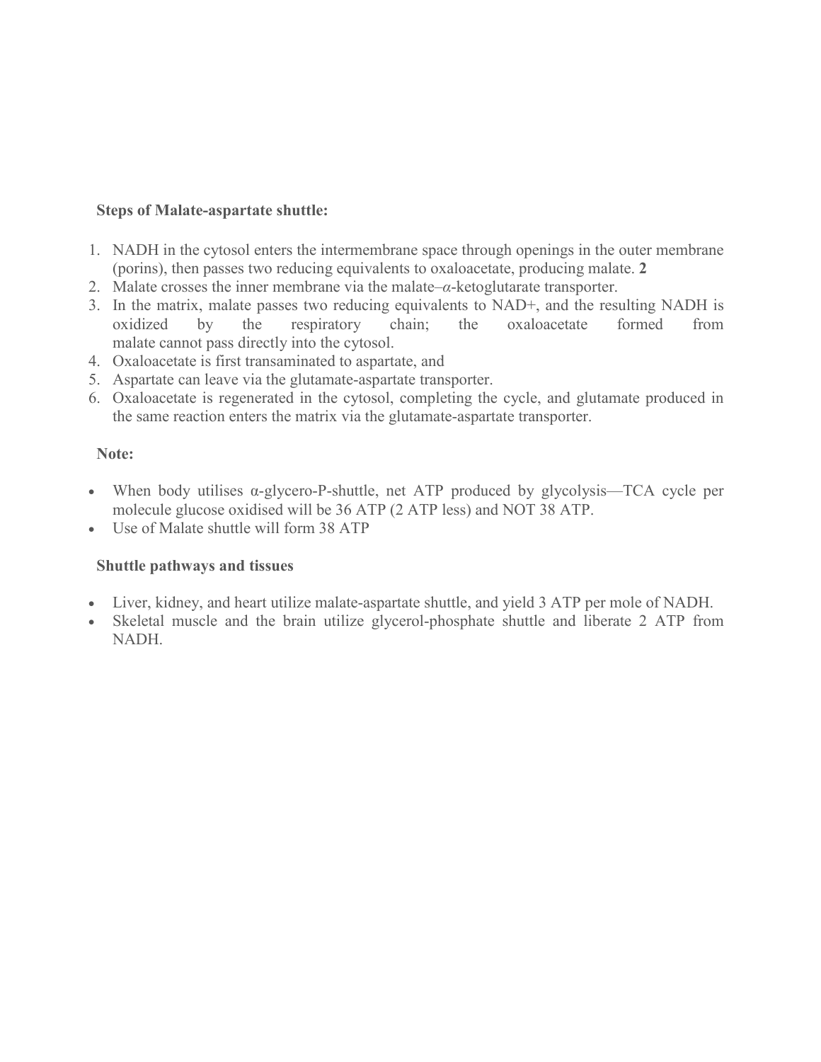**Steps of Malate-aspartate shuttle:**

1. NADH in the cytosol enters the intermembrane space through openings in the outer membrane (porins), then passes two reducing equivalents to oxaloacetate, producing malate. **2**
2. Malate crosses the inner membrane via the malate–$\alpha$-ketoglutarate transporter.
3. In the matrix, malate passes two reducing equivalents to NAD+, and the resulting NADH is oxidized by the respiratory chain; the oxaloacetate formed from malate cannot pass directly into the cytosol.
4. Oxaloacetate is first transaminated to aspartate, and
5. Aspartate can leave via the glutamate-aspartate transporter.
6. Oxaloacetate is regenerated in the cytosol, completing the cycle, and glutamate produced in the same reaction enters the matrix via the glutamate-aspartate transporter.

**Note:**

- When body utilises α-glycero-P-shuttle, net ATP produced by glycolysis—TCA cycle per molecule glucose oxidised will be 36 ATP (2 ATP less) and NOT 38 ATP.
- Use of Malate shuttle will form 38 ATP

**Shuttle pathways and tissues**

- Liver, kidney, and heart utilize malate-aspartate shuttle, and yield 3 ATP per mole of NADH.
- Skeletal muscle and the brain utilize glycerol-phosphate shuttle and liberate 2 ATP from NADH.